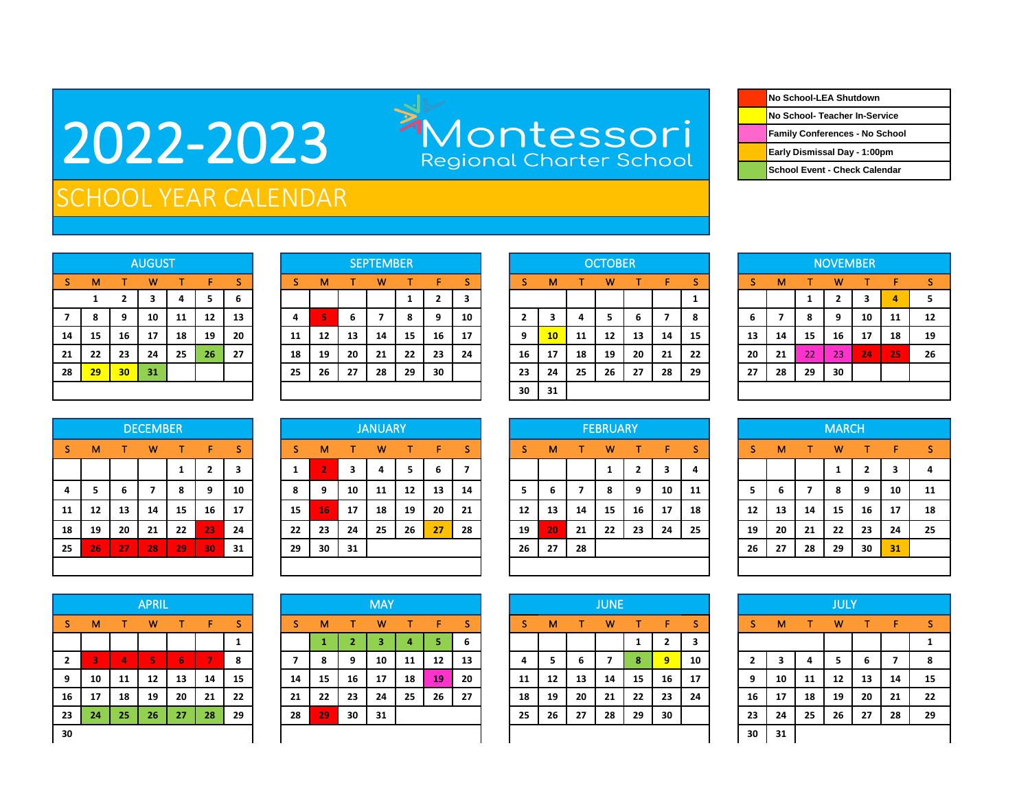# 2022-2023

## Montessori Regional Charter School

## SCHOOL YEAR CALENDAR

| Legend |
|---|
| No School-LEA Shutdown |
| No School- Teacher In-Service |
| Family Conferences - No School |
| Early Dismissal Day - 1:00pm |
| School Event - Check Calendar |

### AUGUST

| S | M | T | W | T | F | S |
|---|---|---|---|---|---|---|
| | 1 | 2 | 3 | 4 | 5 | 6 |
| 7 | 8 | 9 | 10 | 11 | 12 | 13 |
| 14 | 15 | 16 | 17 | 18 | 19 | 20 |
| 21 | 22 | 23 | 24 | 25 | 26 | 27 |
| 28 | 29 | 30 | 31 | | | |

### SEPTEMBER

| S | M | T | W | T | F | S |
|---|---|---|---|---|---|---|
| | | | | 1 | 2 | 3 |
| 4 | 5 | 6 | 7 | 8 | 9 | 10 |
| 11 | 12 | 13 | 14 | 15 | 16 | 17 |
| 18 | 19 | 20 | 21 | 22 | 23 | 24 |
| 25 | 26 | 27 | 28 | 29 | 30 | |

### OCTOBER

| S | M | T | W | T | F | S |
|---|---|---|---|---|---|---|
| | | | | | | 1 |
| 2 | 3 | 4 | 5 | 6 | 7 | 8 |
| 9 | 10 | 11 | 12 | 13 | 14 | 15 |
| 16 | 17 | 18 | 19 | 20 | 21 | 22 |
| 23 | 24 | 25 | 26 | 27 | 28 | 29 |
| 30 | 31 | | | | | |

### NOVEMBER

| S | M | T | W | T | F | S |
|---|---|---|---|---|---|---|
| | | 1 | 2 | 3 | 4 | 5 |
| 6 | 7 | 8 | 9 | 10 | 11 | 12 |
| 13 | 14 | 15 | 16 | 17 | 18 | 19 |
| 20 | 21 | 22 | 23 | 24 | 25 | 26 |
| 27 | 28 | 29 | 30 | | | |

### DECEMBER

| S | M | T | W | T | F | S |
|---|---|---|---|---|---|---|
| | | | | 1 | 2 | 3 |
| 4 | 5 | 6 | 7 | 8 | 9 | 10 |
| 11 | 12 | 13 | 14 | 15 | 16 | 17 |
| 18 | 19 | 20 | 21 | 22 | 23 | 24 |
| 25 | 26 | 27 | 28 | 29 | 30 | 31 |

### JANUARY

| S | M | T | W | T | F | S |
|---|---|---|---|---|---|---|
| 1 | 2 | 3 | 4 | 5 | 6 | 7 |
| 8 | 9 | 10 | 11 | 12 | 13 | 14 |
| 15 | 16 | 17 | 18 | 19 | 20 | 21 |
| 22 | 23 | 24 | 25 | 26 | 27 | 28 |
| 29 | 30 | 31 | | | | |

### FEBRUARY

| S | M | T | W | T | F | S |
|---|---|---|---|---|---|---|
| | | | 1 | 2 | 3 | 4 |
| 5 | 6 | 7 | 8 | 9 | 10 | 11 |
| 12 | 13 | 14 | 15 | 16 | 17 | 18 |
| 19 | 20 | 21 | 22 | 23 | 24 | 25 |
| 26 | 27 | 28 | | | | |

### MARCH

| S | M | T | W | T | F | S |
|---|---|---|---|---|---|---|
| | | | 1 | 2 | 3 | 4 |
| 5 | 6 | 7 | 8 | 9 | 10 | 11 |
| 12 | 13 | 14 | 15 | 16 | 17 | 18 |
| 19 | 20 | 21 | 22 | 23 | 24 | 25 |
| 26 | 27 | 28 | 29 | 30 | 31 | |

### APRIL

| S | M | T | W | T | F | S |
|---|---|---|---|---|---|---|
| | | | | | | 1 |
| 2 | 3 | 4 | 5 | 6 | 7 | 8 |
| 9 | 10 | 11 | 12 | 13 | 14 | 15 |
| 16 | 17 | 18 | 19 | 20 | 21 | 22 |
| 23 | 24 | 25 | 26 | 27 | 28 | 29 |
| 30 | | | | | | |

### MAY

| S | M | T | W | T | F | S |
|---|---|---|---|---|---|---|
| | 1 | 2 | 3 | 4 | 5 | 6 |
| 7 | 8 | 9 | 10 | 11 | 12 | 13 |
| 14 | 15 | 16 | 17 | 18 | 19 | 20 |
| 21 | 22 | 23 | 24 | 25 | 26 | 27 |
| 28 | 29 | 30 | 31 | | | |

### JUNE

| S | M | T | W | T | F | S |
|---|---|---|---|---|---|---|
| | | | | 1 | 2 | 3 |
| 4 | 5 | 6 | 7 | 8 | 9 | 10 |
| 11 | 12 | 13 | 14 | 15 | 16 | 17 |
| 18 | 19 | 20 | 21 | 22 | 23 | 24 |
| 25 | 26 | 27 | 28 | 29 | 30 | |

### JULY

| S | M | T | W | T | F | S |
|---|---|---|---|---|---|---|
| | | | | | | 1 |
| 2 | 3 | 4 | 5 | 6 | 7 | 8 |
| 9 | 10 | 11 | 12 | 13 | 14 | 15 |
| 16 | 17 | 18 | 19 | 20 | 21 | 22 |
| 23 | 24 | 25 | 26 | 27 | 28 | 29 |
| 30 | 31 | | | | | |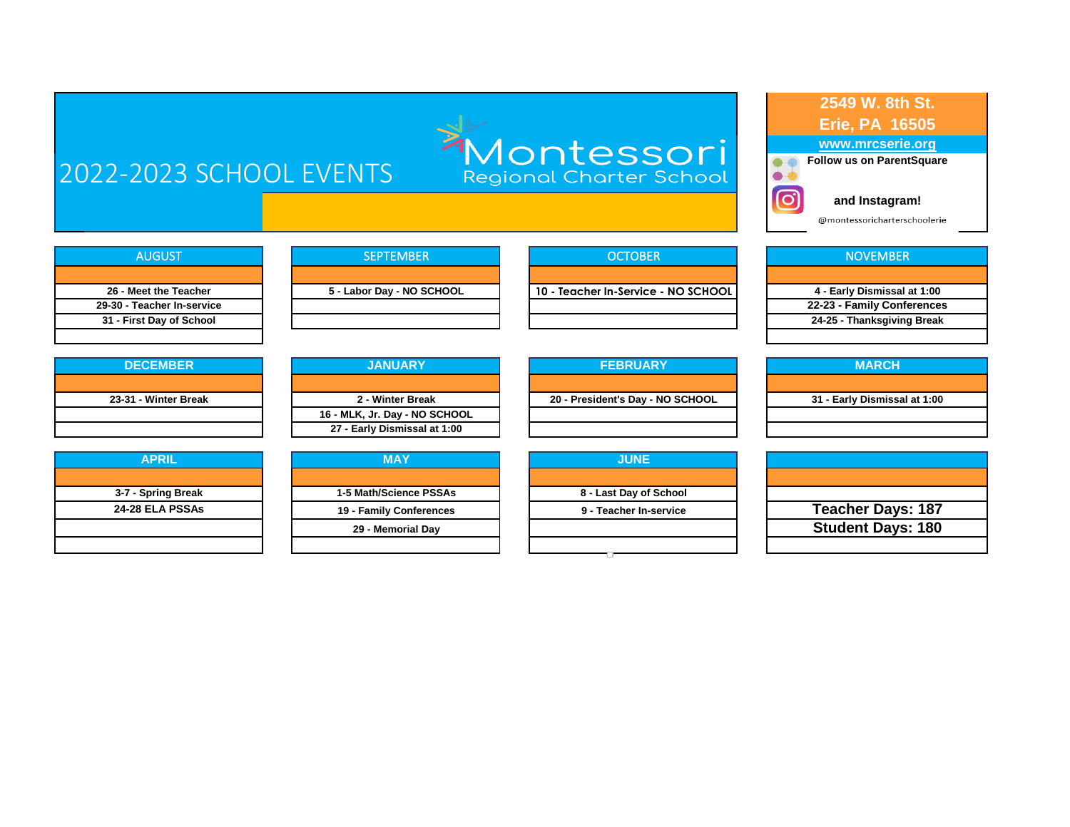# 2022-2023 SCHOOL EVENTS

Montessori
Regional Charter School

2549 W. 8th St.
Erie, PA 16505
www.mrcserie.org
Follow us on ParentSquare
and Instagram!
@montessoricharterschoolerie

| AUGUST | SEPTEMBER | OCTOBER | NOVEMBER |
|---|---|---|---|
| 26 - Meet the Teacher | 5 - Labor Day - NO SCHOOL | 10 - Teacher In-Service - NO SCHOOL | 4 - Early Dismissal at 1:00 |
| 29-30 - Teacher In-service | | | 22-23 - Family Conferences |
| 31 - First Day of School | | | 24-25 - Thanksgiving Break |

| DECEMBER | JANUARY | FEBRUARY | MARCH |
|---|---|---|---|
| 23-31 - Winter Break | 2 - Winter Break | 20 - President's Day - NO SCHOOL | 31 - Early Dismissal at 1:00 |
| | 16 - MLK, Jr. Day - NO SCHOOL | | |
| | 27 - Early Dismissal at 1:00 | | |

| APRIL | MAY | JUNE | |
|---|---|---|---|
| 3-7 - Spring Break | 1-5 Math/Science PSSAs | 8 - Last Day of School | |
| 24-28 ELA PSSAs | 19 - Family Conferences | 9 - Teacher In-service | **Teacher Days: 187** |
| | 29 - Memorial Day | | **Student Days: 180** |